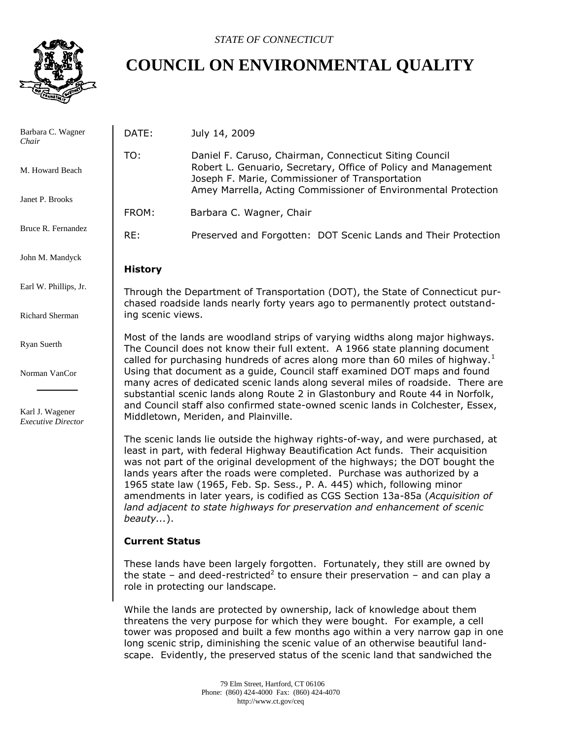*STATE OF CONNECTICUT*

# COUNCIL ON ENVIRONMENTAL QUALITY

Barbara C. Wagner
*Chair*

M. Howard Beach

Janet P. Brooks

Bruce R. Fernandez

John M. Mandyck

Earl W. Phillips, Jr.

Richard Sherman

Ryan Suerth

Norman VanCor

Karl J. Wagener
*Executive Director*

DATE: July 14, 2009

TO: Daniel F. Caruso, Chairman, Connecticut Siting Council
Robert L. Genuario, Secretary, Office of Policy and Management
Joseph F. Marie, Commissioner of Transportation
Amey Marrella, Acting Commissioner of Environmental Protection

FROM: Barbara C. Wagner, Chair

RE: Preserved and Forgotten: DOT Scenic Lands and Their Protection

**History**

Through the Department of Transportation (DOT), the State of Connecticut purchased roadside lands nearly forty years ago to permanently protect outstanding scenic views.

Most of the lands are woodland strips of varying widths along major highways. The Council does not know their full extent. A 1966 state planning document called for purchasing hundreds of acres along more than 60 miles of highway.[1] Using that document as a guide, Council staff examined DOT maps and found many acres of dedicated scenic lands along several miles of roadside. There are substantial scenic lands along Route 2 in Glastonbury and Route 44 in Norfolk, and Council staff also confirmed state-owned scenic lands in Colchester, Essex, Middletown, Meriden, and Plainville.

The scenic lands lie outside the highway rights-of-way, and were purchased, at least in part, with federal Highway Beautification Act funds. Their acquisition was not part of the original development of the highways; the DOT bought the lands years after the roads were completed. Purchase was authorized by a 1965 state law (1965, Feb. Sp. Sess., P. A. 445) which, following minor amendments in later years, is codified as CGS Section 13a-85a (*Acquisition of land adjacent to state highways for preservation and enhancement of scenic beauty...*).

**Current Status**

These lands have been largely forgotten. Fortunately, they still are owned by the state – and deed-restricted[2] to ensure their preservation – and can play a role in protecting our landscape.

While the lands are protected by ownership, lack of knowledge about them threatens the very purpose for which they were bought. For example, a cell tower was proposed and built a few months ago within a very narrow gap in one long scenic strip, diminishing the scenic value of an otherwise beautiful landscape. Evidently, the preserved status of the scenic land that sandwiched the

79 Elm Street, Hartford, CT 06106
Phone: (860) 424-4000 Fax: (860) 424-4070
http://www.ct.gov/ceq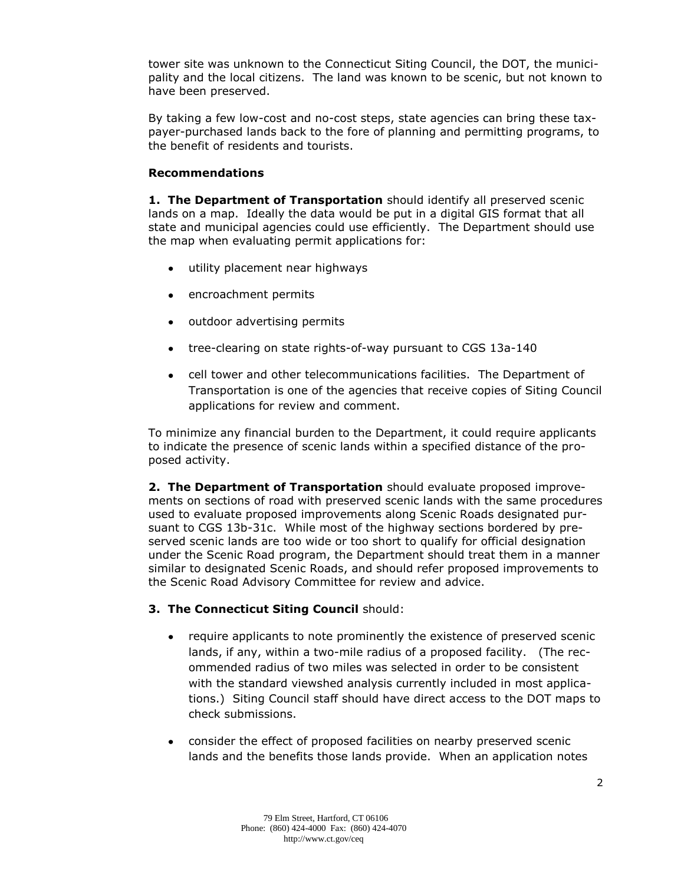tower site was unknown to the Connecticut Siting Council, the DOT, the municipality and the local citizens. The land was known to be scenic, but not known to have been preserved.

By taking a few low-cost and no-cost steps, state agencies can bring these taxpayer-purchased lands back to the fore of planning and permitting programs, to the benefit of residents and tourists.

**Recommendations**

**1. The Department of Transportation** should identify all preserved scenic lands on a map. Ideally the data would be put in a digital GIS format that all state and municipal agencies could use efficiently. The Department should use the map when evaluating permit applications for:

- utility placement near highways
- encroachment permits
- outdoor advertising permits
- tree-clearing on state rights-of-way pursuant to CGS 13a-140
- cell tower and other telecommunications facilities. The Department of Transportation is one of the agencies that receive copies of Siting Council applications for review and comment.

To minimize any financial burden to the Department, it could require applicants to indicate the presence of scenic lands within a specified distance of the proposed activity.

**2. The Department of Transportation** should evaluate proposed improvements on sections of road with preserved scenic lands with the same procedures used to evaluate proposed improvements along Scenic Roads designated pursuant to CGS 13b-31c. While most of the highway sections bordered by preserved scenic lands are too wide or too short to qualify for official designation under the Scenic Road program, the Department should treat them in a manner similar to designated Scenic Roads, and should refer proposed improvements to the Scenic Road Advisory Committee for review and advice.

**3. The Connecticut Siting Council** should:

- require applicants to note prominently the existence of preserved scenic lands, if any, within a two-mile radius of a proposed facility. (The recommended radius of two miles was selected in order to be consistent with the standard viewshed analysis currently included in most applications.) Siting Council staff should have direct access to the DOT maps to check submissions.
- consider the effect of proposed facilities on nearby preserved scenic lands and the benefits those lands provide. When an application notes

79 Elm Street, Hartford, CT 06106
Phone: (860) 424-4000 Fax: (860) 424-4070
http://www.ct.gov/ceq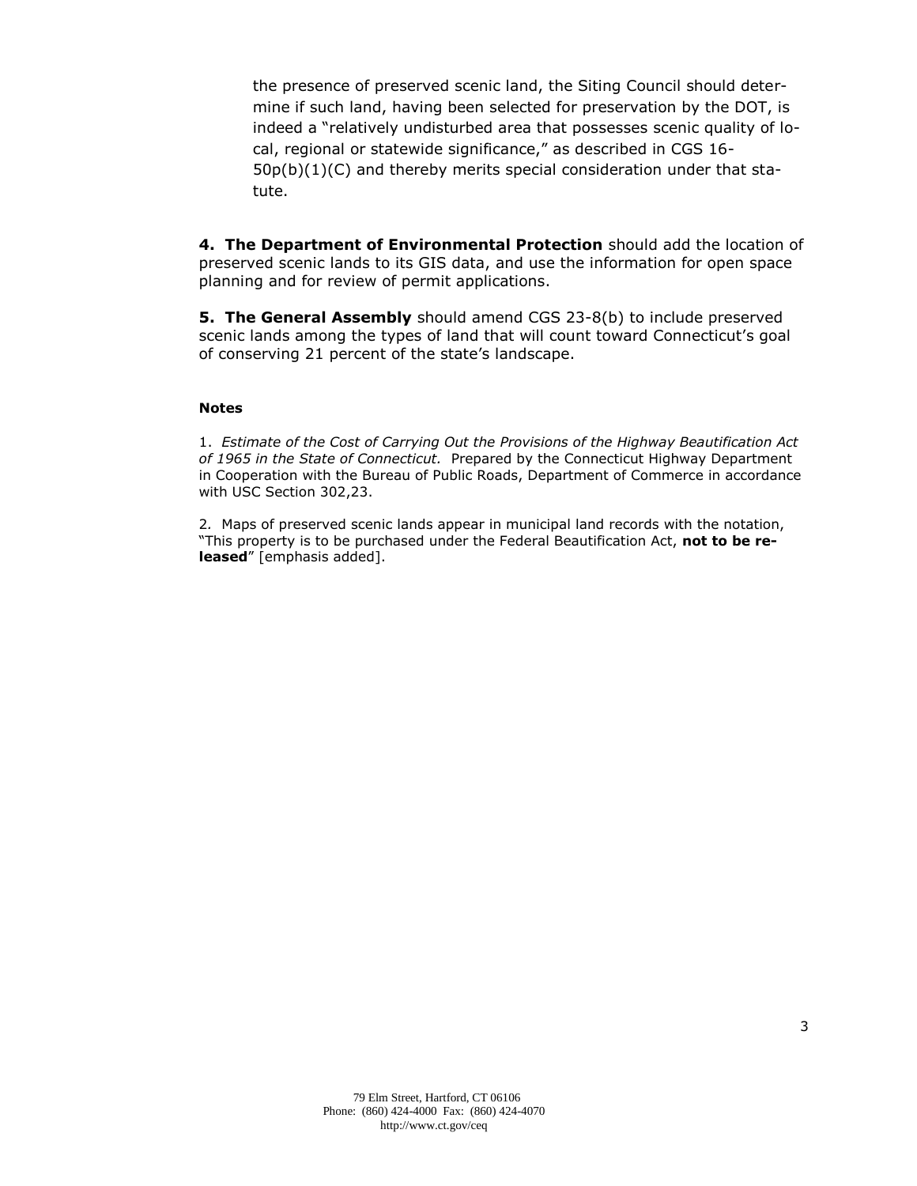the presence of preserved scenic land, the Siting Council should determine if such land, having been selected for preservation by the DOT, is indeed a "relatively undisturbed area that possesses scenic quality of local, regional or statewide significance," as described in CGS 16-50p(b)(1)(C) and thereby merits special consideration under that statute.

**4. The Department of Environmental Protection** should add the location of preserved scenic lands to its GIS data, and use the information for open space planning and for review of permit applications.

**5. The General Assembly** should amend CGS 23-8(b) to include preserved scenic lands among the types of land that will count toward Connecticut's goal of conserving 21 percent of the state's landscape.

**Notes**

1. *Estimate of the Cost of Carrying Out the Provisions of the Highway Beautification Act of 1965 in the State of Connecticut.* Prepared by the Connecticut Highway Department in Cooperation with the Bureau of Public Roads, Department of Commerce in accordance with USC Section 302,23.

2. Maps of preserved scenic lands appear in municipal land records with the notation, "This property is to be purchased under the Federal Beautification Act, **not to be released**" [emphasis added].

79 Elm Street, Hartford, CT 06106
Phone: (860) 424-4000 Fax: (860) 424-4070
http://www.ct.gov/ceq